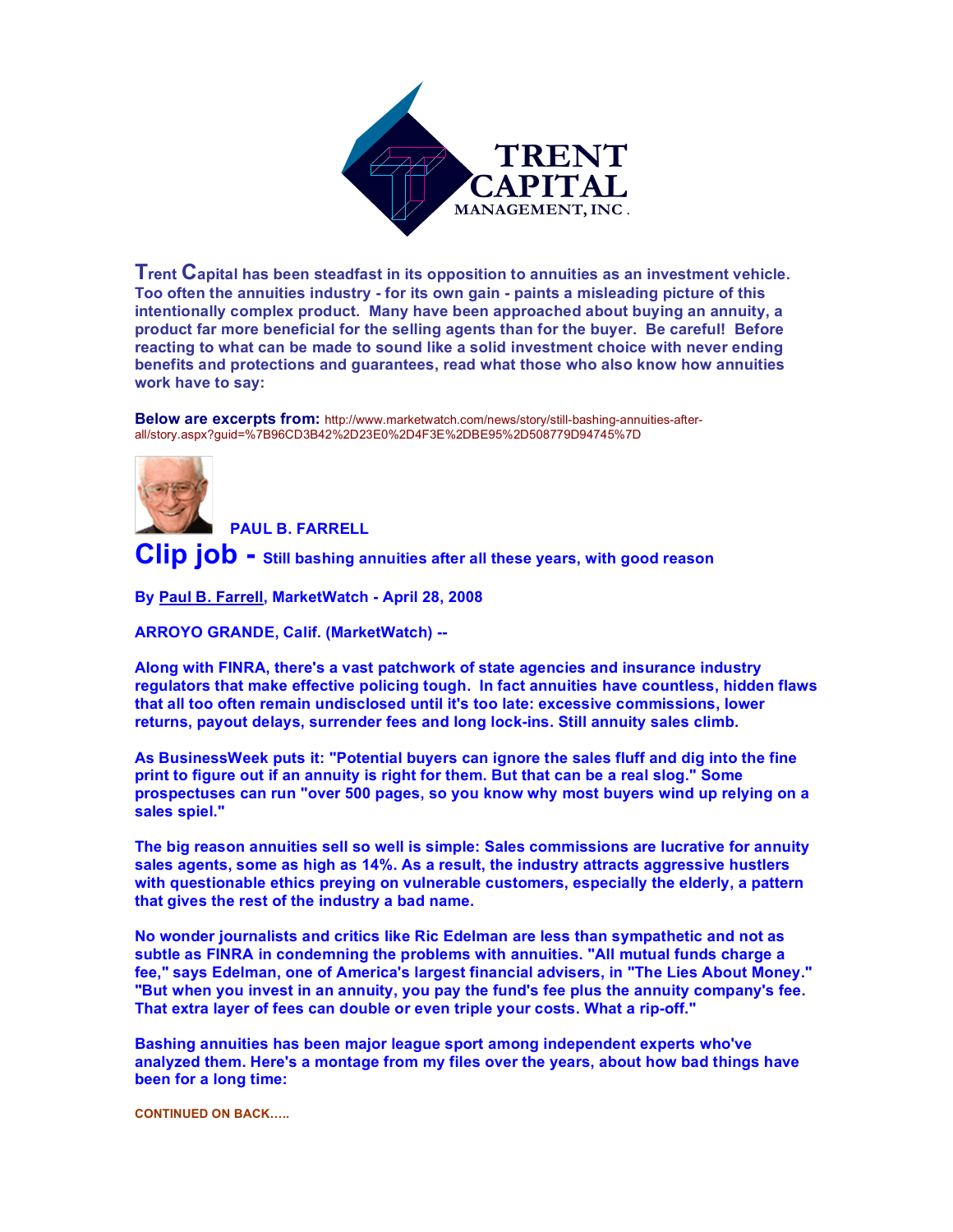**TRENT CAPITAL MANAGEMENT, INC.**

**Trent Capital has been steadfast in its opposition to annuities as an investment vehicle. Too often the annuities industry - for its own gain - paints a misleading picture of this intentionally complex product. Many have been approached about buying an annuity, a product far more beneficial for the selling agents than for the buyer. Be careful! Before reacting to what can be made to sound like a solid investment choice with never ending benefits and protections and guarantees, read what those who also know how annuities work have to say:**

**Below are excerpts from:** http://www.marketwatch.com/news/story/still-bashing-annuities-after-all/story.aspx?guid=%7B96CD3B42%2D23E0%2D4F3E%2DBE95%2D508779D94745%7D

**PAUL B. FARRELL**

# Clip job - Still bashing annuities after all these years, with good reason

**By Paul B. Farrell, MarketWatch - April 28, 2008**

**ARROYO GRANDE, Calif. (MarketWatch) --**

**Along with FINRA, there's a vast patchwork of state agencies and insurance industry regulators that make effective policing tough. In fact annuities have countless, hidden flaws that all too often remain undisclosed until it's too late: excessive commissions, lower returns, payout delays, surrender fees and long lock-ins. Still annuity sales climb.**

**As BusinessWeek puts it: "Potential buyers can ignore the sales fluff and dig into the fine print to figure out if an annuity is right for them. But that can be a real slog." Some prospectuses can run "over 500 pages, so you know why most buyers wind up relying on a sales spiel."**

**The big reason annuities sell so well is simple: Sales commissions are lucrative for annuity sales agents, some as high as 14%. As a result, the industry attracts aggressive hustlers with questionable ethics preying on vulnerable customers, especially the elderly, a pattern that gives the rest of the industry a bad name.**

**No wonder journalists and critics like Ric Edelman are less than sympathetic and not as subtle as FINRA in condemning the problems with annuities. "All mutual funds charge a fee," says Edelman, one of America's largest financial advisers, in "The Lies About Money." "But when you invest in an annuity, you pay the fund's fee plus the annuity company's fee. That extra layer of fees can double or even triple your costs. What a rip-off."**

**Bashing annuities has been major league sport among independent experts who've analyzed them. Here's a montage from my files over the years, about how bad things have been for a long time:**

**CONTINUED ON BACK.....**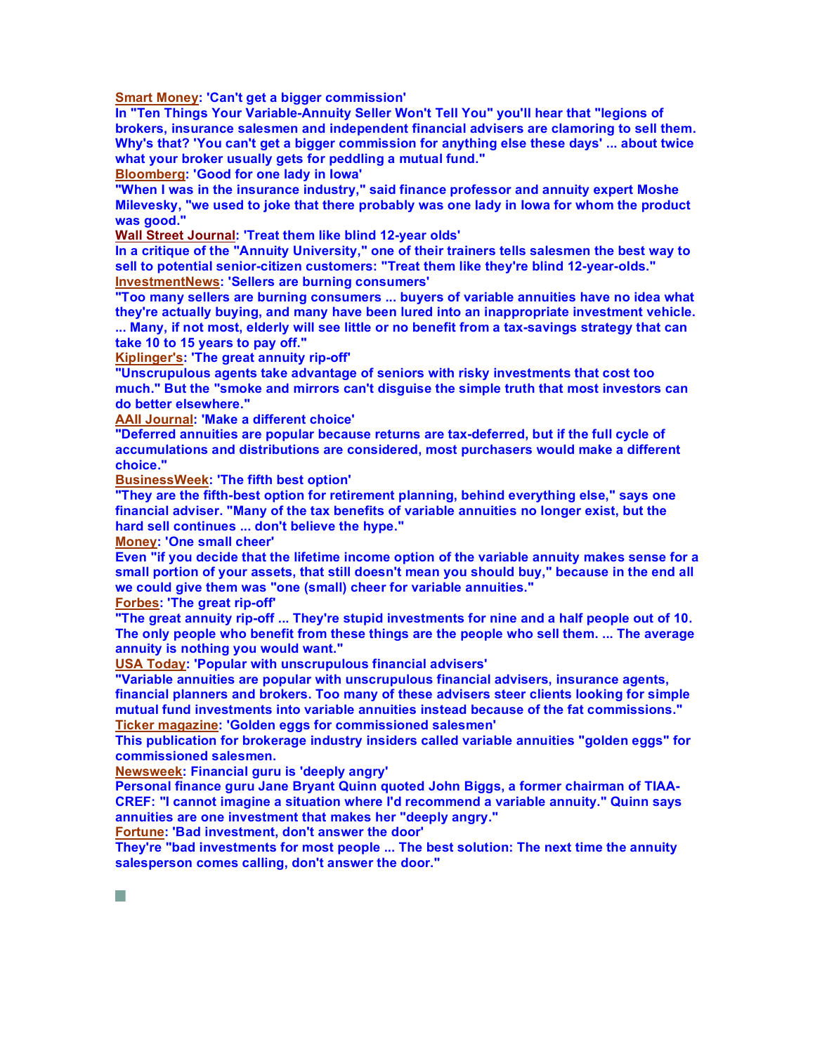**Smart Money: 'Can't get a bigger commission'**
**In "Ten Things Your Variable-Annuity Seller Won't Tell You" you'll hear that "legions of brokers, insurance salesmen and independent financial advisers are clamoring to sell them. Why's that? 'You can't get a bigger commission for anything else these days' ... about twice what your broker usually gets for peddling a mutual fund."**

**Bloomberg: 'Good for one lady in Iowa'**
**"When I was in the insurance industry," said finance professor and annuity expert Moshe Milevesky, "we used to joke that there probably was one lady in Iowa for whom the product was good."**

**Wall Street Journal: 'Treat them like blind 12-year olds'**
**In a critique of the "Annuity University," one of their trainers tells salesmen the best way to sell to potential senior-citizen customers: "Treat them like they're blind 12-year-olds."**

**InvestmentNews: 'Sellers are burning consumers'**
**"Too many sellers are burning consumers ... buyers of variable annuities have no idea what they're actually buying, and many have been lured into an inappropriate investment vehicle. ... Many, if not most, elderly will see little or no benefit from a tax-savings strategy that can take 10 to 15 years to pay off."**

**Kiplinger's: 'The great annuity rip-off'**
**"Unscrupulous agents take advantage of seniors with risky investments that cost too much." But the "smoke and mirrors can't disguise the simple truth that most investors can do better elsewhere."**

**AAII Journal: 'Make a different choice'**
**"Deferred annuities are popular because returns are tax-deferred, but if the full cycle of accumulations and distributions are considered, most purchasers would make a different choice."**

**BusinessWeek: 'The fifth best option'**
**"They are the fifth-best option for retirement planning, behind everything else," says one financial adviser. "Many of the tax benefits of variable annuities no longer exist, but the hard sell continues ... don't believe the hype."**

**Money: 'One small cheer'**
**Even "if you decide that the lifetime income option of the variable annuity makes sense for a small portion of your assets, that still doesn't mean you should buy," because in the end all we could give them was "one (small) cheer for variable annuities."**

**Forbes: 'The great rip-off'**
**"The great annuity rip-off ... They're stupid investments for nine and a half people out of 10. The only people who benefit from these things are the people who sell them. ... The average annuity is nothing you would want."**

**USA Today: 'Popular with unscrupulous financial advisers'**
**"Variable annuities are popular with unscrupulous financial advisers, insurance agents, financial planners and brokers. Too many of these advisers steer clients looking for simple mutual fund investments into variable annuities instead because of the fat commissions."**

**Ticker magazine: 'Golden eggs for commissioned salesmen'**
**This publication for brokerage industry insiders called variable annuities "golden eggs" for commissioned salesmen.**

**Newsweek: Financial guru is 'deeply angry'**
**Personal finance guru Jane Bryant Quinn quoted John Biggs, a former chairman of TIAA-CREF: "I cannot imagine a situation where I'd recommend a variable annuity." Quinn says annuities are one investment that makes her "deeply angry."**

**Fortune: 'Bad investment, don't answer the door'**
**They're "bad investments for most people ... The best solution: The next time the annuity salesperson comes calling, don't answer the door."**